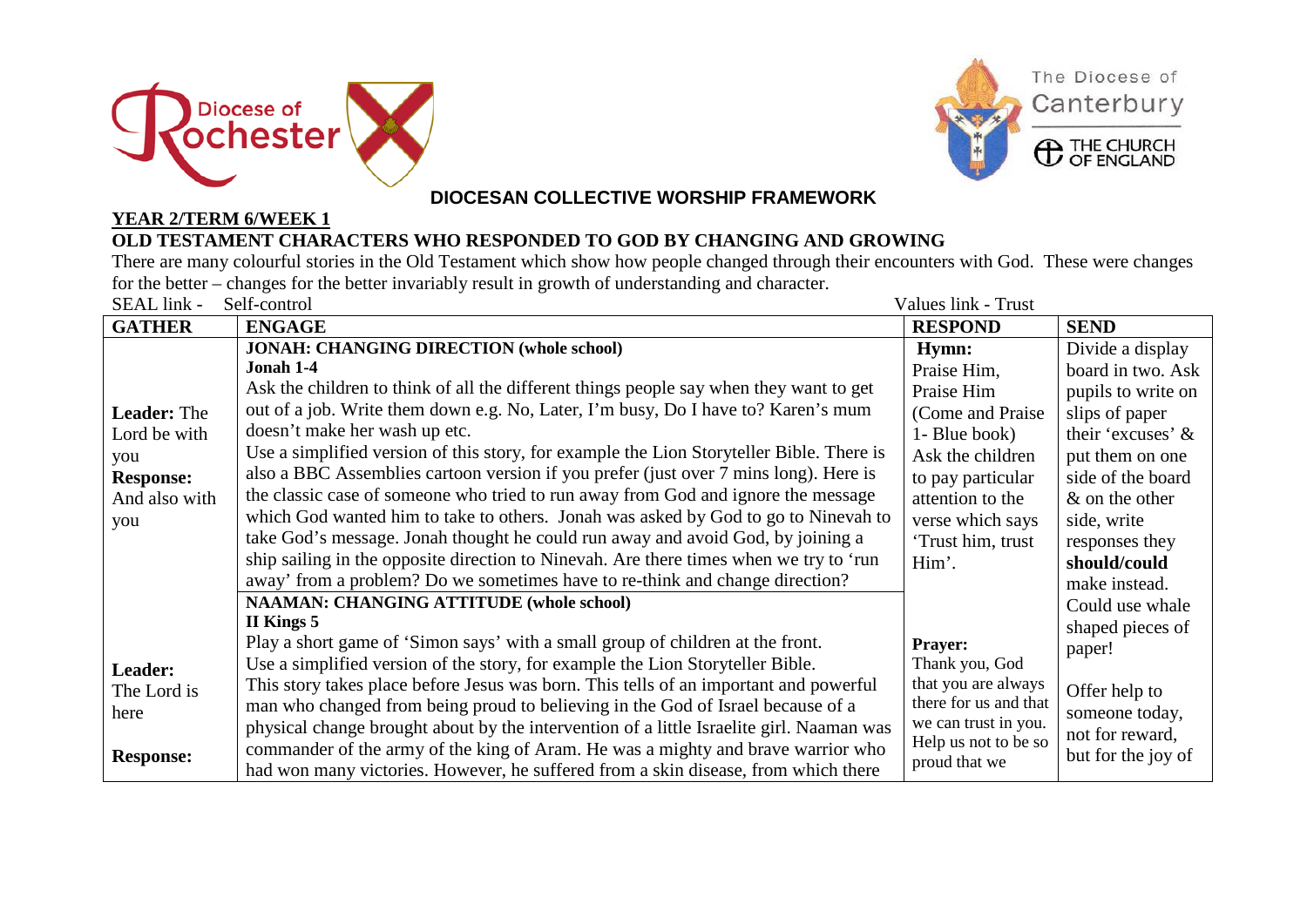Diocese of Rochester

The Diocese of Canterbury
THE CHURCH OF ENGLAND

## DIOCESAN COLLECTIVE WORSHIP FRAMEWORK

**YEAR 2/TERM 6/WEEK 1**

**OLD TESTAMENT CHARACTERS WHO RESPONDED TO GOD BY CHANGING AND GROWING**

There are many colourful stories in the Old Testament which show how people changed through their encounters with God. These were changes for the better – changes for the better invariably result in growth of understanding and character.

SEAL link - Self-control

Values link - Trust

| GATHER | ENGAGE | RESPOND | SEND |
|---|---|---|---|
| **Leader:** The Lord be with you<br>**Response:** And also with you | **JONAH: CHANGING DIRECTION (whole school)**<br>**Jonah 1-4**<br>Ask the children to think of all the different things people say when they want to get out of a job. Write them down e.g. No, Later, I'm busy, Do I have to? Karen's mum doesn't make her wash up etc.<br>Use a simplified version of this story, for example the Lion Storyteller Bible. There is also a BBC Assemblies cartoon version if you prefer (just over 7 mins long). Here is the classic case of someone who tried to run away from God and ignore the message which God wanted him to take to others. Jonah was asked by God to go to Ninevah to take God's message. Jonah thought he could run away and avoid God, by joining a ship sailing in the opposite direction to Ninevah. Are there times when we try to 'run away' from a problem? Do we sometimes have to re-think and change direction? | **Hymn:**<br>Praise Him, Praise Him (Come and Praise 1- Blue book)<br>Ask the children to pay particular attention to the verse which says 'Trust him, trust Him'. | Divide a display board in two. Ask pupils to write on slips of paper their 'excuses' & put them on one side of the board & on the other side, write responses they **should/could** make instead. Could use whale shaped pieces of paper! |
| **Leader:** The Lord is here<br>**Response:** | **NAAMAN: CHANGING ATTITUDE (whole school)**<br>**II Kings 5**<br>Play a short game of 'Simon says' with a small group of children at the front.<br>Use a simplified version of the story, for example the Lion Storyteller Bible.<br>This story takes place before Jesus was born. This tells of an important and powerful man who changed from being proud to believing in the God of Israel because of a physical change brought about by the intervention of a little Israelite girl. Naaman was commander of the army of the king of Aram. He was a mighty and brave warrior who had won many victories. However, he suffered from a skin disease, from which there | **Prayer:**<br>Thank you, God that you are always there for us and that we can trust in you. Help us not to be so proud that we | Offer help to someone today, not for reward, but for the joy of |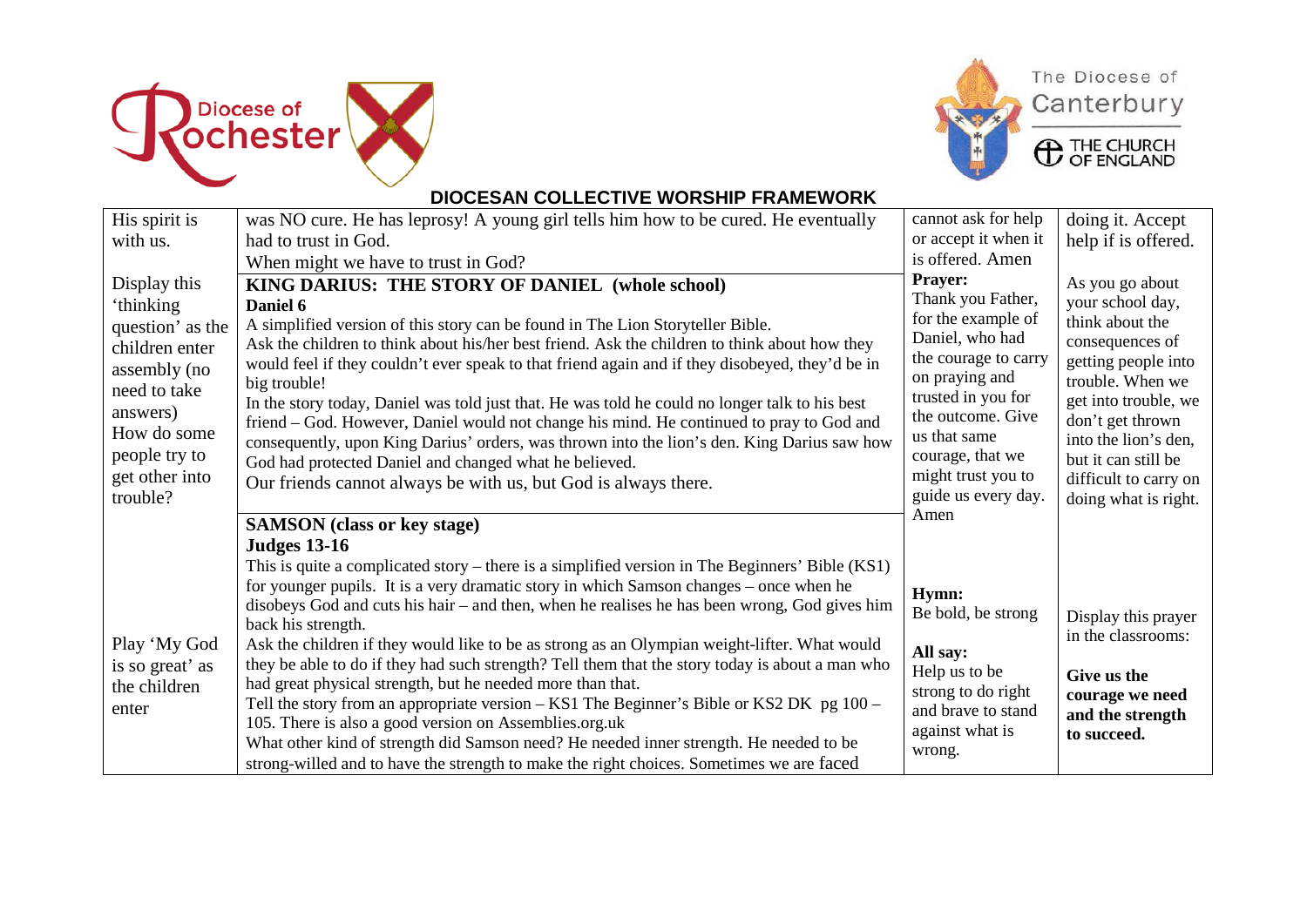## DIOCESAN COLLECTIVE WORSHIP FRAMEWORK

| | | | |
|---|---|---|---|
| His spirit is with us. | was NO cure. He has leprosy! A young girl tells him how to be cured. He eventually had to trust in God.<br>When might we have to trust in God? | cannot ask for help or accept it when it is offered. Amen | doing it. Accept help if is offered. |
| Display this 'thinking question' as the children enter assembly (no need to take answers)<br>How do some people try to get other into trouble? | **KING DARIUS: THE STORY OF DANIEL (whole school)**<br>**Daniel 6**<br>A simplified version of this story can be found in The Lion Storyteller Bible.<br>Ask the children to think about his/her best friend. Ask the children to think about how they would feel if they couldn't ever speak to that friend again and if they disobeyed, they'd be in big trouble!<br>In the story today, Daniel was told just that. He was told he could no longer talk to his best friend – God. However, Daniel would not change his mind. He continued to pray to God and consequently, upon King Darius' orders, was thrown into the lion's den. King Darius saw how God had protected Daniel and changed what he believed.<br>Our friends cannot always be with us, but God is always there. | **Prayer:**<br>Thank you Father, for the example of Daniel, who had the courage to carry on praying and trusted in you for the outcome. Give us that same courage, that we might trust you to guide us every day. Amen | As you go about your school day, think about the consequences of getting people into trouble. When we get into trouble, we don't get thrown into the lion's den, but it can still be difficult to carry on doing what is right. |
| Play 'My God is so great' as the children enter | **SAMSON (class or key stage)**<br>**Judges 13-16**<br>This is quite a complicated story – there is a simplified version in The Beginners' Bible (KS1) for younger pupils. It is a very dramatic story in which Samson changes – once when he disobeys God and cuts his hair – and then, when he realises he has been wrong, God gives him back his strength.<br>Ask the children if they would like to be as strong as an Olympian weight-lifter. What would they be able to do if they had such strength? Tell them that the story today is about a man who had great physical strength, but he needed more than that.<br>Tell the story from an appropriate version – KS1 The Beginner's Bible or KS2 DK pg 100 – 105. There is also a good version on Assemblies.org.uk<br>What other kind of strength did Samson need? He needed inner strength. He needed to be strong-willed and to have the strength to make the right choices. Sometimes we are faced | **Hymn:**<br>Be bold, be strong<br><br>**All say:**<br>Help us to be strong to do right and brave to stand against what is wrong. | Display this prayer in the classrooms:<br><br>**Give us the courage we need and the strength to succeed.** |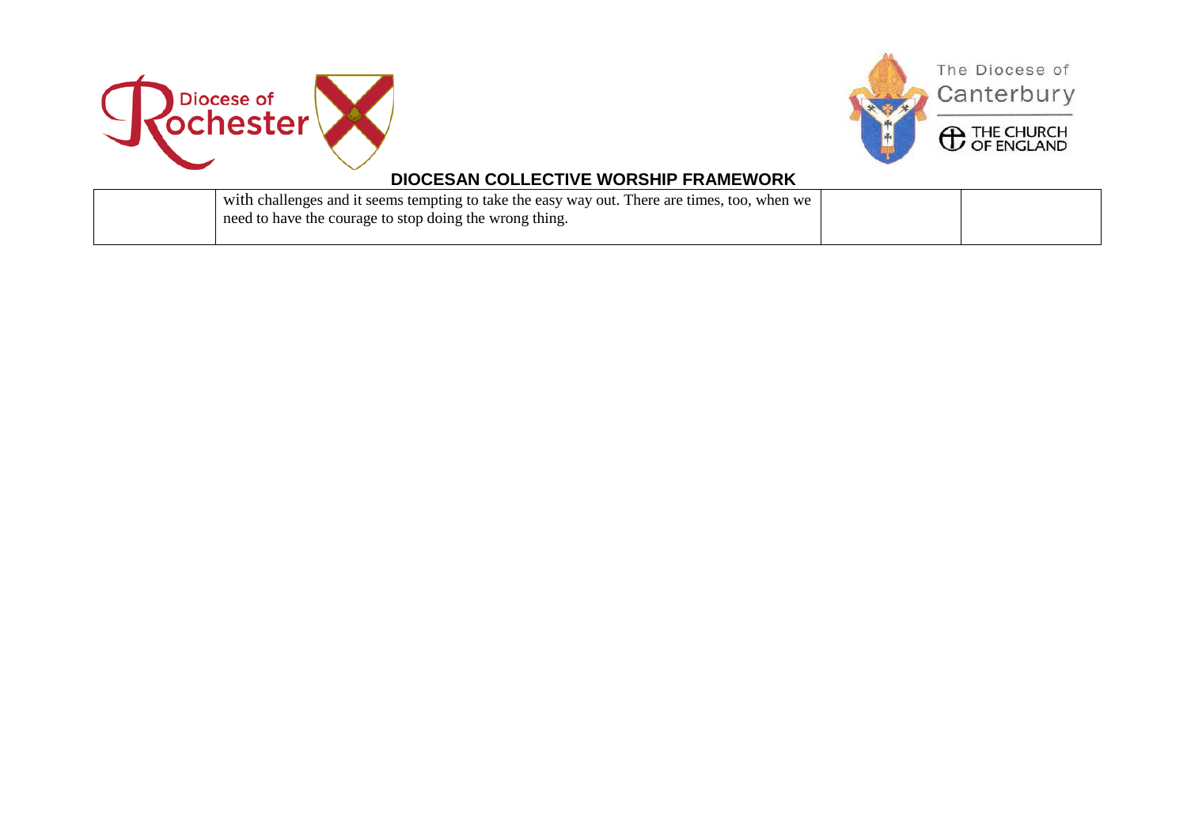| | | | |
|---|---|---|---|
| | with challenges and it seems tempting to take the easy way out. There are times, too, when we need to have the courage to stop doing the wrong thing. | | |